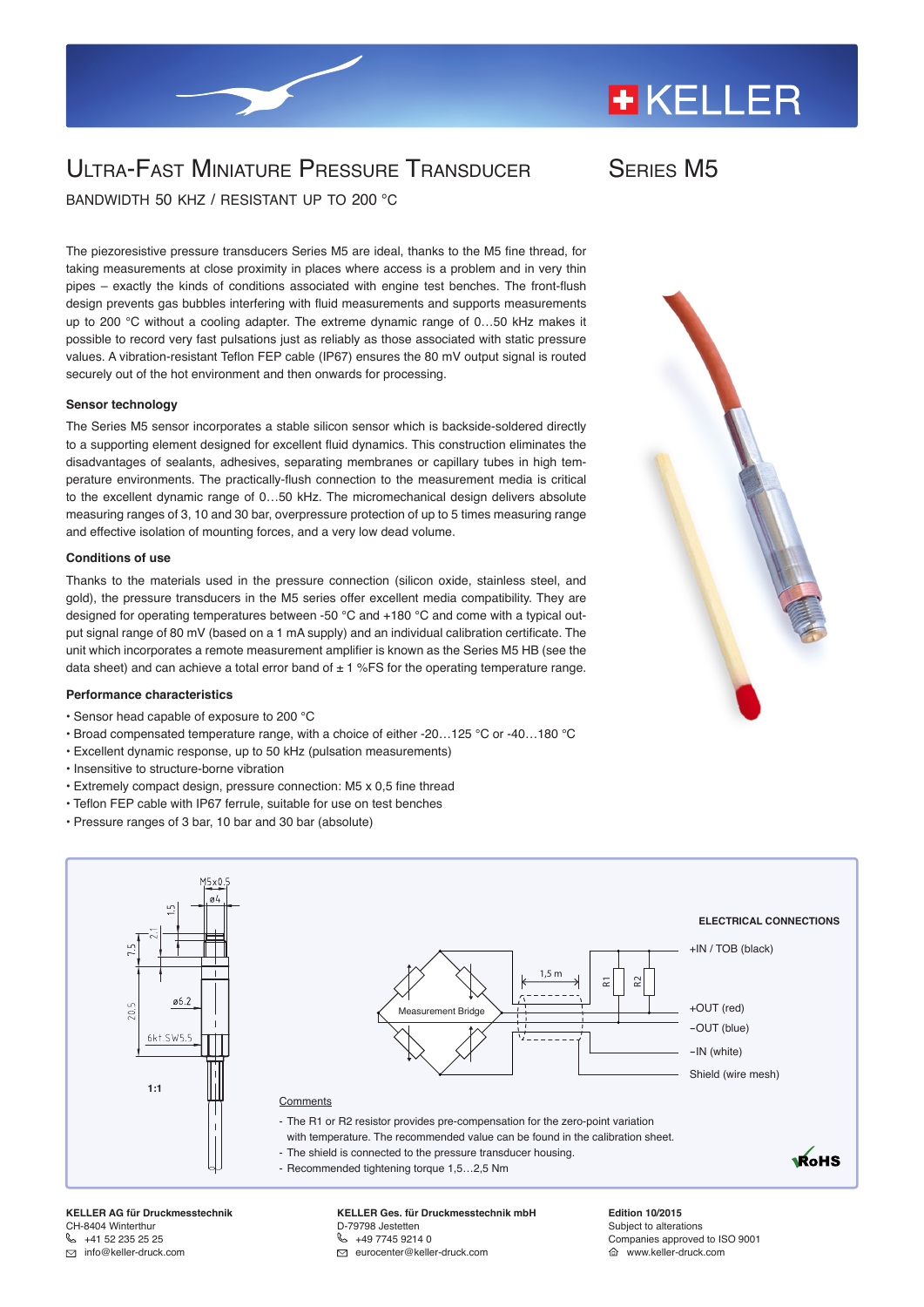# Ultra-Fast Miniature Pressure Transducer

## Series M5

BANDWIDTH 50 KHZ / RESISTANT UP TO 200 °C

The piezoresistive pressure transducers Series M5 are ideal, thanks to the M5 fine thread, for taking measurements at close proximity in places where access is a problem and in very thin pipes – exactly the kinds of conditions associated with engine test benches. The front-flush design prevents gas bubbles interfering with fluid measurements and supports measurements up to 200 °C without a cooling adapter. The extreme dynamic range of 0…50 kHz makes it possible to record very fast pulsations just as reliably as those associated with static pressure values. A vibration-resistant Teflon FEP cable (IP67) ensures the 80 mV output signal is routed securely out of the hot environment and then onwards for processing.

### Sensor technology

The Series M5 sensor incorporates a stable silicon sensor which is backside-soldered directly to a supporting element designed for excellent fluid dynamics. This construction eliminates the disadvantages of sealants, adhesives, separating membranes or capillary tubes in high temperature environments. The practically-flush connection to the measurement media is critical to the excellent dynamic range of 0…50 kHz. The micromechanical design delivers absolute measuring ranges of 3, 10 and 30 bar, overpressure protection of up to 5 times measuring range and effective isolation of mounting forces, and a very low dead volume.

### Conditions of use

Thanks to the materials used in the pressure connection (silicon oxide, stainless steel, and gold), the pressure transducers in the M5 series offer excellent media compatibility. They are designed for operating temperatures between -50 °C and +180 °C and come with a typical output signal range of 80 mV (based on a 1 mA supply) and an individual calibration certificate. The unit which incorporates a remote measurement amplifier is known as the Series M5 HB (see the data sheet) and can achieve a total error band of ± 1 %FS for the operating temperature range.

### Performance characteristics

- Sensor head capable of exposure to 200 °C
- Broad compensated temperature range, with a choice of either -20…125 °C or -40…180 °C
- Excellent dynamic response, up to 50 kHz (pulsation measurements)
- Insensitive to structure-borne vibration
- Extremely compact design, pressure connection: M5 x 0,5 fine thread
- Teflon FEP cable with IP67 ferrule, suitable for use on test benches
- Pressure ranges of 3 bar, 10 bar and 30 bar (absolute)

M5x0.5, ø4, 1.5, 2.1, 7.5, ø6.2, 20.5, 6kt SW5.5

1:1

**ELECTRICAL CONNECTIONS**

Measurement Bridge, 1,5 m, R1, R2

- +IN / TOB (black)
- +OUT (red)
- –OUT (blue)
- –IN (white)
- Shield (wire mesh)

Comments

- The R1 or R2 resistor provides pre-compensation for the zero-point variation with temperature. The recommended value can be found in the calibration sheet.
- The shield is connected to the pressure transducer housing.
- Recommended tightening torque 1,5…2,5 Nm

RoHS

**KELLER AG für Druckmesstechnik**
CH-8404 Winterthur
+41 52 235 25 25
info@keller-druck.com

**KELLER Ges. für Druckmesstechnik mbH**
D-79798 Jestetten
+49 7745 9214 0
eurocenter@keller-druck.com

**Edition 10/2015**
Subject to alterations
Companies approved to ISO 9001
www.keller-druck.com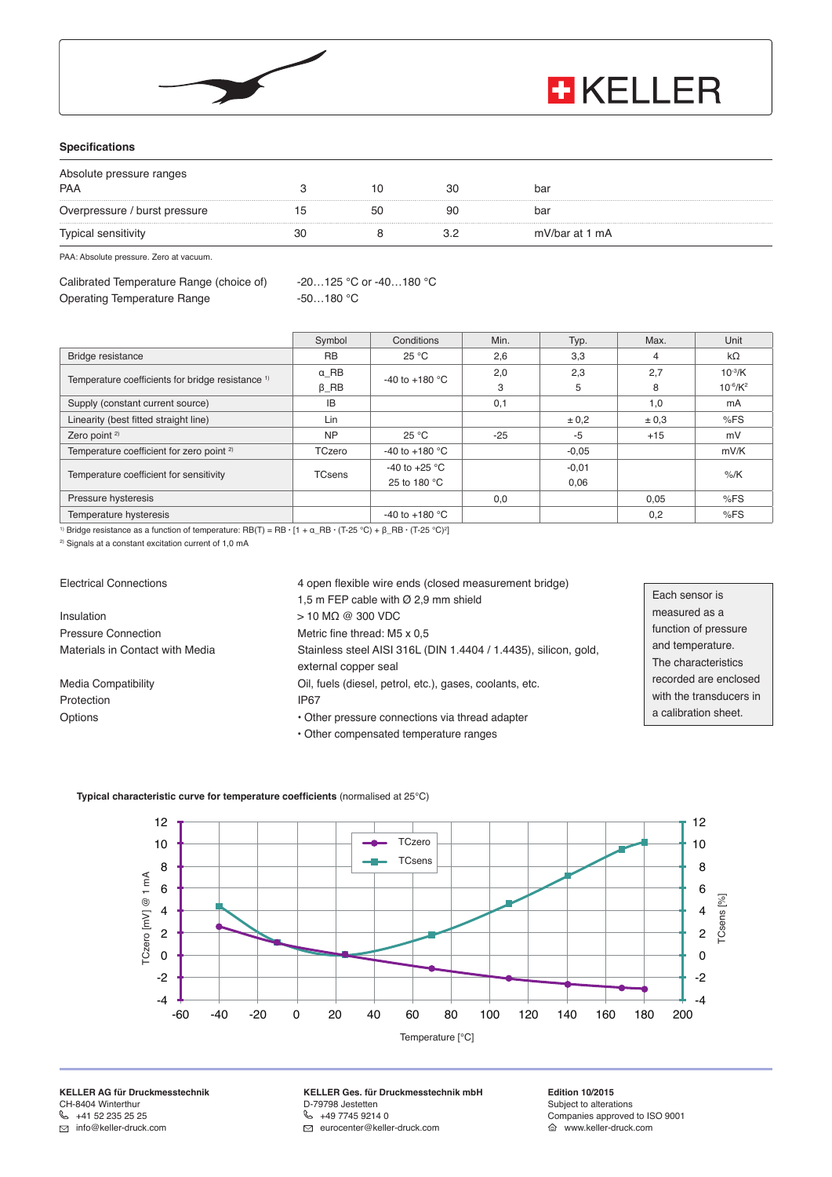## Specifications

| Absolute pressure ranges | | | | |
|---|---|---|---|---|
| PAA | 3 | 10 | 30 | bar |
| Overpressure / burst pressure | 15 | 50 | 90 | bar |
| Typical sensitivity | 30 | 8 | 3.2 | mV/bar at 1 mA |

PAA: Absolute pressure. Zero at vacuum.

Calibrated Temperature Range (choice of) -20…125 °C or -40…180 °C
Operating Temperature Range -50…180 °C

| | Symbol | Conditions | Min. | Typ. | Max. | Unit |
|---|---|---|---|---|---|---|
| Bridge resistance | RB | 25 °C | 2,6 | 3,3 | 4 | kΩ |
| Temperature coefficients for bridge resistance [1] | α_RB<br>β_RB | -40 to +180 °C | 2,0<br>3 | 2,3<br>5 | 2,7<br>8 | $10^{-3}$/K<br>$10^{-6}$/K² |
| Supply (constant current source) | IB | | 0,1 | | 1,0 | mA |
| Linearity (best fitted straight line) | Lin | | | ± 0,2 | ± 0,3 | %FS |
| Zero point [2] | NP | 25 °C | -25 | -5 | +15 | mV |
| Temperature coefficient for zero point [2] | TCzero | -40 to +180 °C | | -0,05 | | mV/K |
| Temperature coefficient for sensitivity | TCsens | -40 to +25 °C<br>25 to 180 °C | | -0,01<br>0,06 | | %/K |
| Pressure hysteresis | | | 0,0 | | 0,05 | %FS |
| Temperature hysteresis | | -40 to +180 °C | | | 0,2 | %FS |

[1] Bridge resistance as a function of temperature: RB(T) = RB · [1 + α_RB · (T-25 °C) + β_RB · (T-25 °C)²]

[2] Signals at a constant excitation current of 1,0 mA

Electrical Connections: 4 open flexible wire ends (closed measurement bridge)
1,5 m FEP cable with Ø 2,9 mm shield

Insulation: > 10 MΩ @ 300 VDC

Pressure Connection: Metric fine thread: M5 x 0,5

Materials in Contact with Media: Stainless steel AISI 316L (DIN 1.4404 / 1.4435), silicon, gold, external copper seal

Media Compatibility: Oil, fuels (diesel, petrol, etc.), gases, coolants, etc.

Protection: IP67

Options:
- Other pressure connections via thread adapter
- Other compensated temperature ranges

Each sensor is measured as a function of pressure and temperature. The characteristics recorded are enclosed with the transducers in a calibration sheet.

**Typical characteristic curve for temperature coefficients** (normalised at 25°C)

TCzero
TCsens
TCzero [mV] @ 1 mA
TCsens [%]
Temperature [°C]
-60 -40 -20 0 20 40 60 80 100 120 140 160 180 200
-4 -2 0 2 4 6 8 10 12

**KELLER AG für Druckmesstechnik**
CH-8404 Winterthur
+41 52 235 25 25
info@keller-druck.com

**KELLER Ges. für Druckmesstechnik mbH**
D-79798 Jestetten
+49 7745 9214 0
eurocenter@keller-druck.com

**Edition 10/2015**
Subject to alterations
Companies approved to ISO 9001
www.keller-druck.com